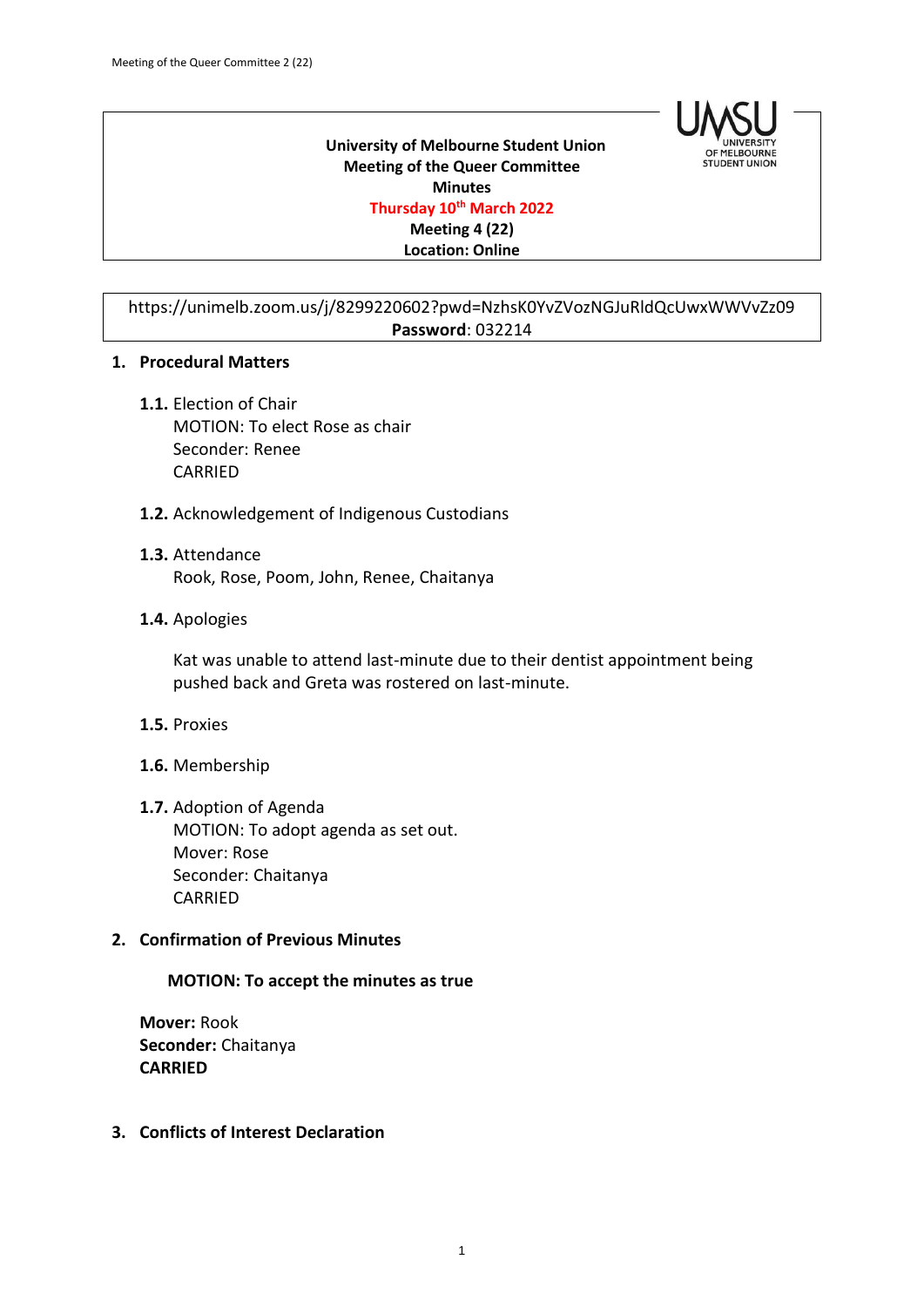**University of Melbourne Student Union**
**Meeting of the Queer Committee**
**Minutes**
**Thursday 10th March 2022**
**Meeting 4 (22)**
**Location: Online**

https://unimelb.zoom.us/j/8299220602?pwd=NzhsK0YvZVozNGJuRldQcUwxWWVvZz09
**Password**: 032214

## 1. Procedural Matters

**1.1.** Election of Chair
MOTION: To elect Rose as chair
Seconder: Renee
CARRIED

**1.2.** Acknowledgement of Indigenous Custodians

**1.3.** Attendance
Rook, Rose, Poom, John, Renee, Chaitanya

**1.4.** Apologies

Kat was unable to attend last-minute due to their dentist appointment being pushed back and Greta was rostered on last-minute.

**1.5.** Proxies

**1.6.** Membership

**1.7.** Adoption of Agenda
MOTION: To adopt agenda as set out.
Mover: Rose
Seconder: Chaitanya
CARRIED

## 2. Confirmation of Previous Minutes

**MOTION: To accept the minutes as true**

**Mover:** Rook
**Seconder:** Chaitanya
**CARRIED**

## 3. Conflicts of Interest Declaration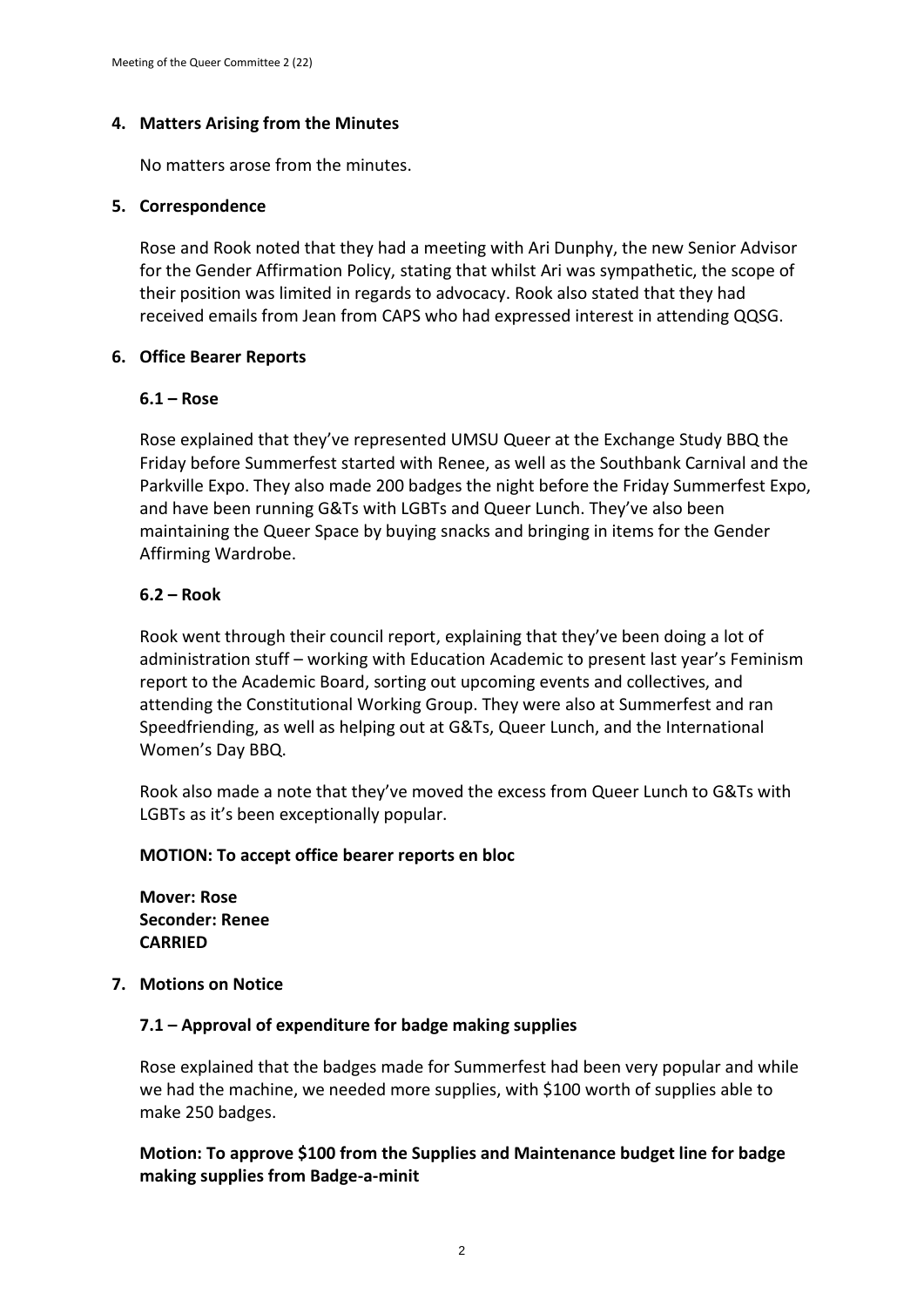## 4. Matters Arising from the Minutes

No matters arose from the minutes.

## 5. Correspondence

Rose and Rook noted that they had a meeting with Ari Dunphy, the new Senior Advisor for the Gender Affirmation Policy, stating that whilst Ari was sympathetic, the scope of their position was limited in regards to advocacy. Rook also stated that they had received emails from Jean from CAPS who had expressed interest in attending QQSG.

## 6. Office Bearer Reports

### 6.1 – Rose

Rose explained that they've represented UMSU Queer at the Exchange Study BBQ the Friday before Summerfest started with Renee, as well as the Southbank Carnival and the Parkville Expo. They also made 200 badges the night before the Friday Summerfest Expo, and have been running G&Ts with LGBTs and Queer Lunch. They've also been maintaining the Queer Space by buying snacks and bringing in items for the Gender Affirming Wardrobe.

### 6.2 – Rook

Rook went through their council report, explaining that they've been doing a lot of administration stuff – working with Education Academic to present last year's Feminism report to the Academic Board, sorting out upcoming events and collectives, and attending the Constitutional Working Group. They were also at Summerfest and ran Speedfriending, as well as helping out at G&Ts, Queer Lunch, and the International Women's Day BBQ.

Rook also made a note that they've moved the excess from Queer Lunch to G&Ts with LGBTs as it's been exceptionally popular.

**MOTION: To accept office bearer reports en bloc**

**Mover: Rose**
**Seconder: Renee**
**CARRIED**

## 7. Motions on Notice

### 7.1 – Approval of expenditure for badge making supplies

Rose explained that the badges made for Summerfest had been very popular and while we had the machine, we needed more supplies, with $100 worth of supplies able to make 250 badges.

**Motion: To approve $100 from the Supplies and Maintenance budget line for badge making supplies from Badge-a-minit**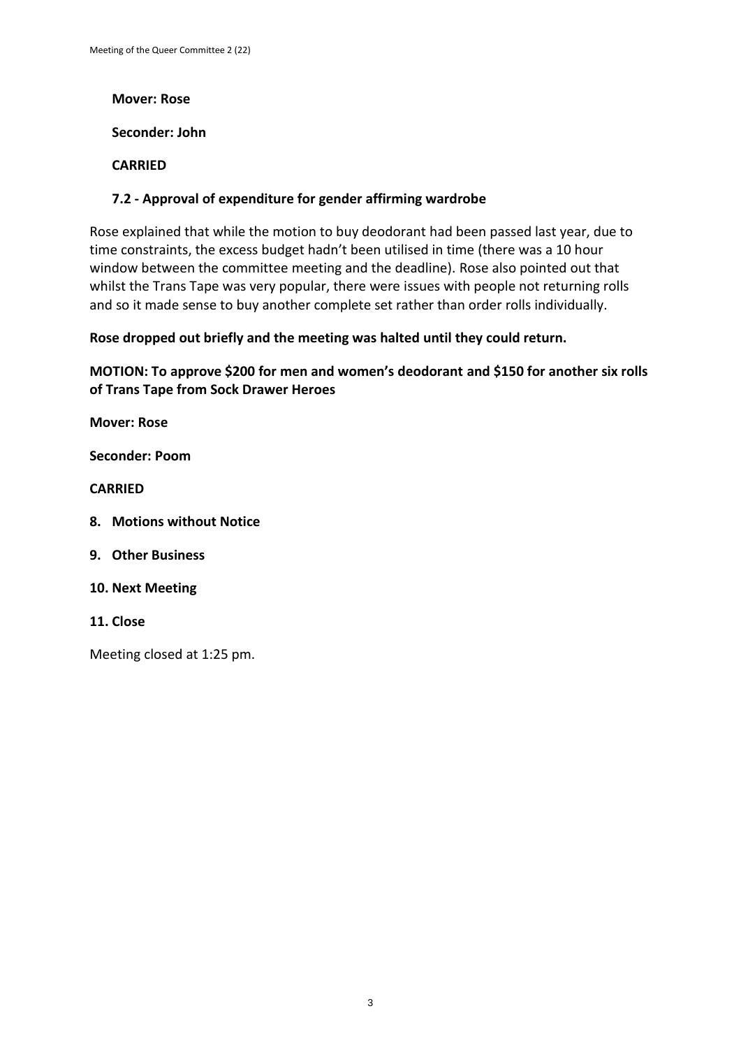**Mover: Rose**

**Seconder: John**

**CARRIED**

### 7.2 - Approval of expenditure for gender affirming wardrobe

Rose explained that while the motion to buy deodorant had been passed last year, due to time constraints, the excess budget hadn't been utilised in time (there was a 10 hour window between the committee meeting and the deadline). Rose also pointed out that whilst the Trans Tape was very popular, there were issues with people not returning rolls and so it made sense to buy another complete set rather than order rolls individually.

**Rose dropped out briefly and the meeting was halted until they could return.**

**MOTION: To approve $200 for men and women's deodorant and $150 for another six rolls of Trans Tape from Sock Drawer Heroes**

**Mover: Rose**

**Seconder: Poom**

**CARRIED**

## 8. Motions without Notice

## 9. Other Business

## 10. Next Meeting

## 11. Close

Meeting closed at 1:25 pm.